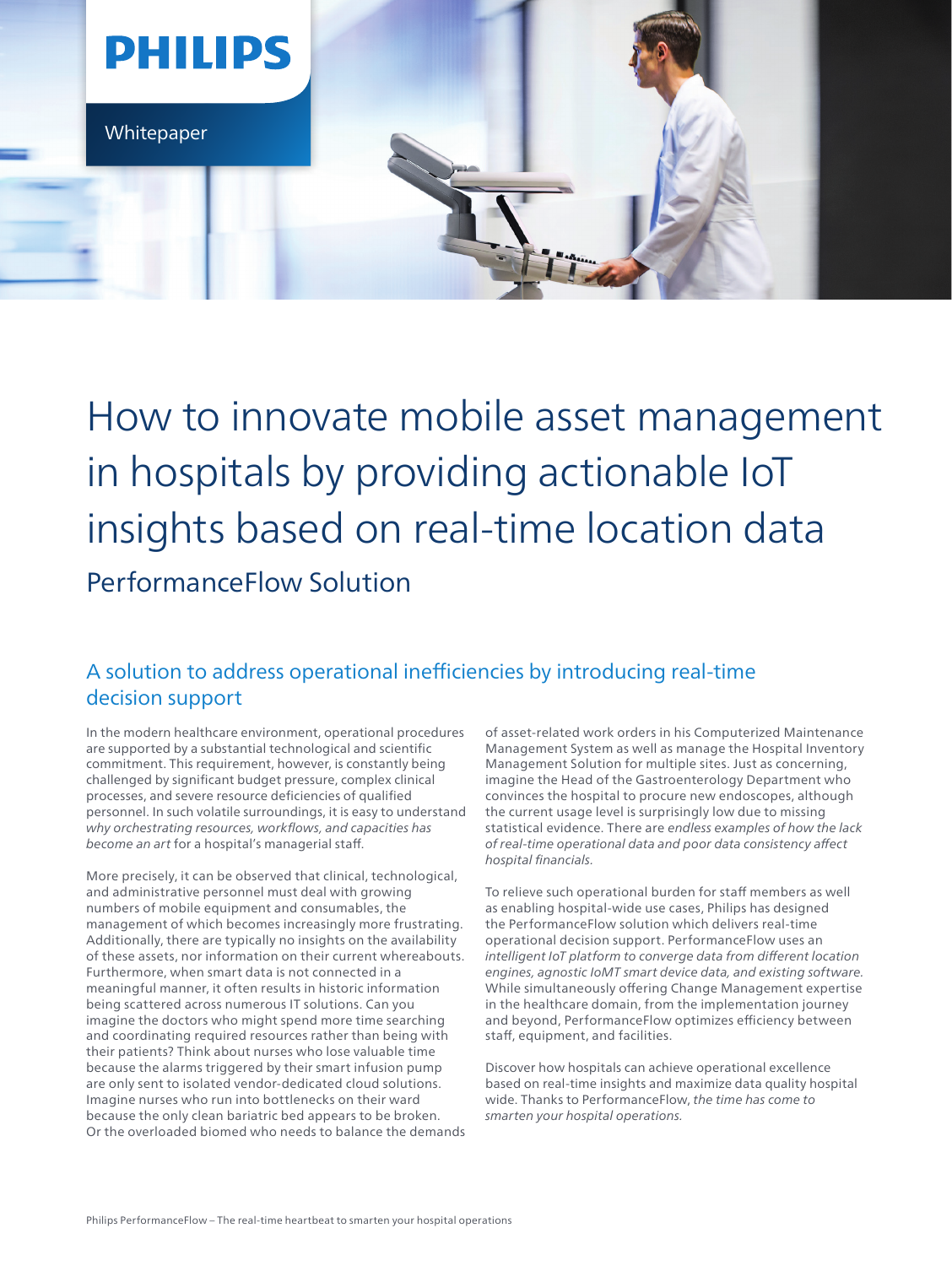PHILIPS

Whitepaper

# How to innovate mobile asset management in hospitals by providing actionable IoT insights based on real-time location data

## PerformanceFlow Solution

### A solution to address operational inefficiencies by introducing real-time decision support

In the modern healthcare environment, operational procedures are supported by a substantial technological and scientific commitment. This requirement, however, is constantly being challenged by significant budget pressure, complex clinical processes, and severe resource deficiencies of qualified personnel. In such volatile surroundings, it is easy to understand *why orchestrating resources, workflows, and capacities has become an art* for a hospital's managerial staff.

More precisely, it can be observed that clinical, technological, and administrative personnel must deal with growing numbers of mobile equipment and consumables, the management of which becomes increasingly more frustrating. Additionally, there are typically no insights on the availability of these assets, nor information on their current whereabouts. Furthermore, when smart data is not connected in a meaningful manner, it often results in historic information being scattered across numerous IT solutions. Can you imagine the doctors who might spend more time searching and coordinating required resources rather than being with their patients? Think about nurses who lose valuable time because the alarms triggered by their smart infusion pump are only sent to isolated vendor-dedicated cloud solutions. Imagine nurses who run into bottlenecks on their ward because the only clean bariatric bed appears to be broken. Or the overloaded biomed who needs to balance the demands of asset-related work orders in his Computerized Maintenance Management System as well as manage the Hospital Inventory Management Solution for multiple sites. Just as concerning, imagine the Head of the Gastroenterology Department who convinces the hospital to procure new endoscopes, although the current usage level is surprisingly low due to missing statistical evidence. There are *endless examples of how the lack of real-time operational data and poor data consistency affect hospital financials.*

To relieve such operational burden for staff members as well as enabling hospital-wide use cases, Philips has designed the PerformanceFlow solution which delivers real-time operational decision support. PerformanceFlow uses an *intelligent IoT platform to converge data from different location engines, agnostic IoMT smart device data, and existing software.* While simultaneously offering Change Management expertise in the healthcare domain, from the implementation journey and beyond, PerformanceFlow optimizes efficiency between staff, equipment, and facilities.

Discover how hospitals can achieve operational excellence based on real-time insights and maximize data quality hospital wide. Thanks to PerformanceFlow, *the time has come to smarten your hospital operations.*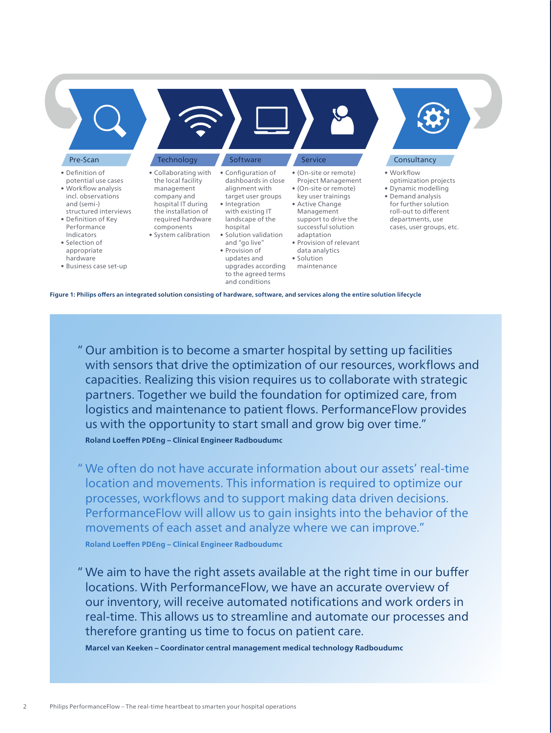**Pre-Scan**
- Definition of potential use cases
- Workflow analysis incl. observations and (semi-) structured interviews
- Definition of Key Performance Indicators
- Selection of appropriate hardware
- Business case set-up

**Technology**
- Collaborating with the local facility management company and hospital IT during the installation of required hardware components
- System calibration

**Software**
- Configuration of dashboards in close alignment with target user groups
- Integration with existing IT landscape of the hospital
- Solution validation and "go live"
- Provision of updates and upgrades according to the agreed terms and conditions

**Service**
- (On-site or remote) Project Management
- (On-site or remote) key user trainings
- Active Change Management support to drive the successful solution adaptation
- Provision of relevant data analytics
- Solution maintenance

**Consultancy**
- Workflow optimization projects
- Dynamic modelling
- Demand analysis for further solution roll-out to different departments, use cases, user groups, etc.

**Figure 1: Philips offers an integrated solution consisting of hardware, software, and services along the entire solution lifecycle**

" Our ambition is to become a smarter hospital by setting up facilities with sensors that drive the optimization of our resources, workflows and capacities. Realizing this vision requires us to collaborate with strategic partners. Together we build the foundation for optimized care, from logistics and maintenance to patient flows. PerformanceFlow provides us with the opportunity to start small and grow big over time."

**Roland Loeffen PDEng – Clinical Engineer Radboudumc**

" We often do not have accurate information about our assets' real-time location and movements. This information is required to optimize our processes, workflows and to support making data driven decisions. PerformanceFlow will allow us to gain insights into the behavior of the movements of each asset and analyze where we can improve."

**Roland Loeffen PDEng – Clinical Engineer Radboudumc**

" We aim to have the right assets available at the right time in our buffer locations. With PerformanceFlow, we have an accurate overview of our inventory, will receive automated notifications and work orders in real-time. This allows us to streamline and automate our processes and therefore granting us time to focus on patient care.

**Marcel van Keeken – Coordinator central management medical technology Radboudumc**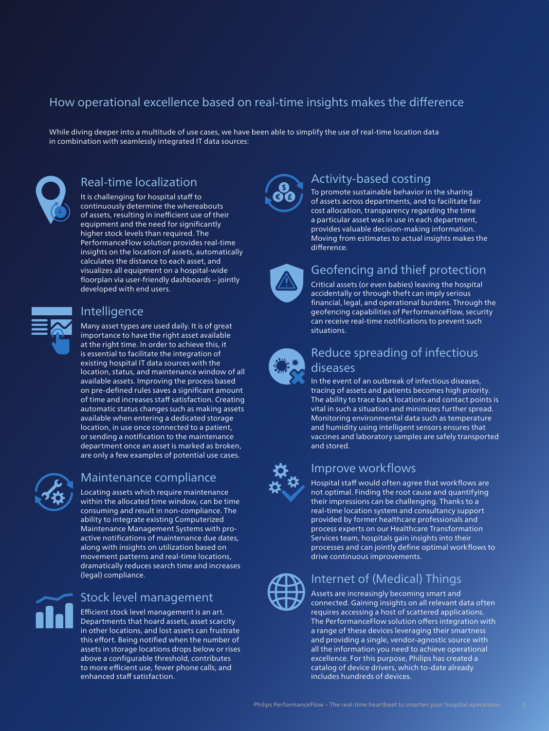## How operational excellence based on real-time insights makes the difference

While diving deeper into a multitude of use cases, we have been able to simplify the use of real-time location data in combination with seamlessly integrated IT data sources:

### Real-time localization

It is challenging for hospital staff to continuously determine the whereabouts of assets, resulting in inefficient use of their equipment and the need for significantly higher stock levels than required. The PerformanceFlow solution provides real-time insights on the location of assets, automatically calculates the distance to each asset, and visualizes all equipment on a hospital-wide floorplan via user-friendly dashboards – jointly developed with end users.

### Intelligence

Many asset types are used daily. It is of great importance to have the right asset available at the right time. In order to achieve this, it is essential to facilitate the integration of existing hospital IT data sources with the location, status, and maintenance window of all available assets. Improving the process based on pre-defined rules saves a significant amount of time and increases staff satisfaction. Creating automatic status changes such as making assets available when entering a dedicated storage location, in use once connected to a patient, or sending a notification to the maintenance department once an asset is marked as broken, are only a few examples of potential use cases.

### Maintenance compliance

Locating assets which require maintenance within the allocated time window, can be time consuming and result in non-compliance. The ability to integrate existing Computerized Maintenance Management Systems with pro-active notifications of maintenance due dates, along with insights on utilization based on movement patterns and real-time locations, dramatically reduces search time and increases (legal) compliance.

### Stock level management

Efficient stock level management is an art. Departments that hoard assets, asset scarcity in other locations, and lost assets can frustrate this effort. Being notified when the number of assets in storage locations drops below or rises above a configurable threshold, contributes to more efficient use, fewer phone calls, and enhanced staff satisfaction.

### Activity-based costing

To promote sustainable behavior in the sharing of assets across departments, and to facilitate fair cost allocation, transparency regarding the time a particular asset was in use in each department, provides valuable decision-making information. Moving from estimates to actual insights makes the difference.

### Geofencing and thief protection

Critical assets (or even babies) leaving the hospital accidentally or through theft can imply serious financial, legal, and operational burdens. Through the geofencing capabilities of PerformanceFlow, security can receive real-time notifications to prevent such situations.

### Reduce spreading of infectious diseases

In the event of an outbreak of infectious diseases, tracing of assets and patients becomes high priority. The ability to trace back locations and contact points is vital in such a situation and minimizes further spread. Monitoring environmental data such as temperature and humidity using intelligent sensors ensures that vaccines and laboratory samples are safely transported and stored.

### Improve workflows

Hospital staff would often agree that workflows are not optimal. Finding the root cause and quantifying their impressions can be challenging. Thanks to a real-time location system and consultancy support provided by former healthcare professionals and process experts on our Healthcare Transformation Services team, hospitals gain insights into their processes and can jointly define optimal workflows to drive continuous improvements.

### Internet of (Medical) Things

Assets are increasingly becoming smart and connected. Gaining insights on all relevant data often requires accessing a host of scattered applications. The PerformanceFlow solution offers integration with a range of these devices leveraging their smartness and providing a single, vendor-agnostic source with all the information you need to achieve operational excellence. For this purpose, Philips has created a catalog of device drivers, which to-date already includes hundreds of devices.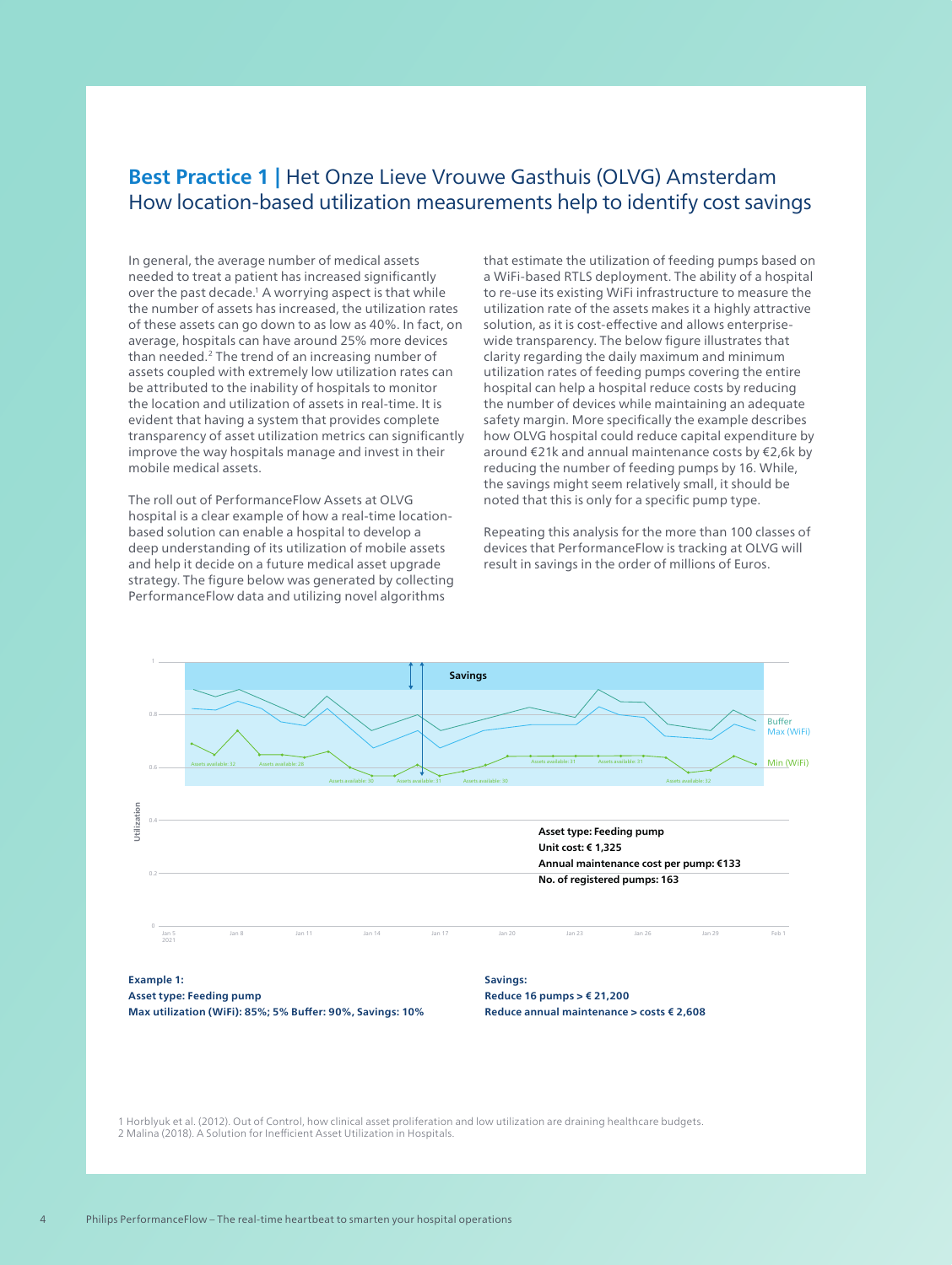# **Best Practice 1 |** Het Onze Lieve Vrouwe Gasthuis (OLVG) Amsterdam How location-based utilization measurements help to identify cost savings

In general, the average number of medical assets needed to treat a patient has increased significantly over the past decade.[1] A worrying aspect is that while the number of assets has increased, the utilization rates of these assets can go down to as low as 40%. In fact, on average, hospitals can have around 25% more devices than needed.[2] The trend of an increasing number of assets coupled with extremely low utilization rates can be attributed to the inability of hospitals to monitor the location and utilization of assets in real-time. It is evident that having a system that provides complete transparency of asset utilization metrics can significantly improve the way hospitals manage and invest in their mobile medical assets.

The roll out of PerformanceFlow Assets at OLVG hospital is a clear example of how a real-time location-based solution can enable a hospital to develop a deep understanding of its utilization of mobile assets and help it decide on a future medical asset upgrade strategy. The figure below was generated by collecting PerformanceFlow data and utilizing novel algorithms that estimate the utilization of feeding pumps based on a WiFi-based RTLS deployment. The ability of a hospital to re-use its existing WiFi infrastructure to measure the utilization rate of the assets makes it a highly attractive solution, as it is cost-effective and allows enterprise-wide transparency. The below figure illustrates that clarity regarding the daily maximum and minimum utilization rates of feeding pumps covering the entire hospital can help a hospital reduce costs by reducing the number of devices while maintaining an adequate safety margin. More specifically the example describes how OLVG hospital could reduce capital expenditure by around €21k and annual maintenance costs by €2,6k by reducing the number of feeding pumps by 16. While, the savings might seem relatively small, it should be noted that this is only for a specific pump type.

Repeating this analysis for the more than 100 classes of devices that PerformanceFlow is tracking at OLVG will result in savings in the order of millions of Euros.

Savings

Utilization

1
0.8
0.6
0.4
0.2
0

Buffer
Max (WiFi)
Min (WiFi)

Assets available: 32
Assets available: 28
Assets available: 30
Assets available: 31
Assets available: 30
Assets available: 31
Assets available: 31
Assets available: 32

Jan 5 2021, Jan 8, Jan 11, Jan 14, Jan 17, Jan 20, Jan 23, Jan 26, Jan 29, Feb 1

**Asset type: Feeding pump**
**Unit cost: € 1,325**
**Annual maintenance cost per pump: €133**
**No. of registered pumps: 163**

**Example 1:**
**Asset type: Feeding pump**
**Max utilization (WiFi): 85%; 5% Buffer: 90%, Savings: 10%**

**Savings:**
**Reduce 16 pumps > € 21,200**
**Reduce annual maintenance > costs € 2,608**

1 Horblyuk et al. (2012). Out of Control, how clinical asset proliferation and low utilization are draining healthcare budgets.
2 Malina (2018). A Solution for Inefficient Asset Utilization in Hospitals.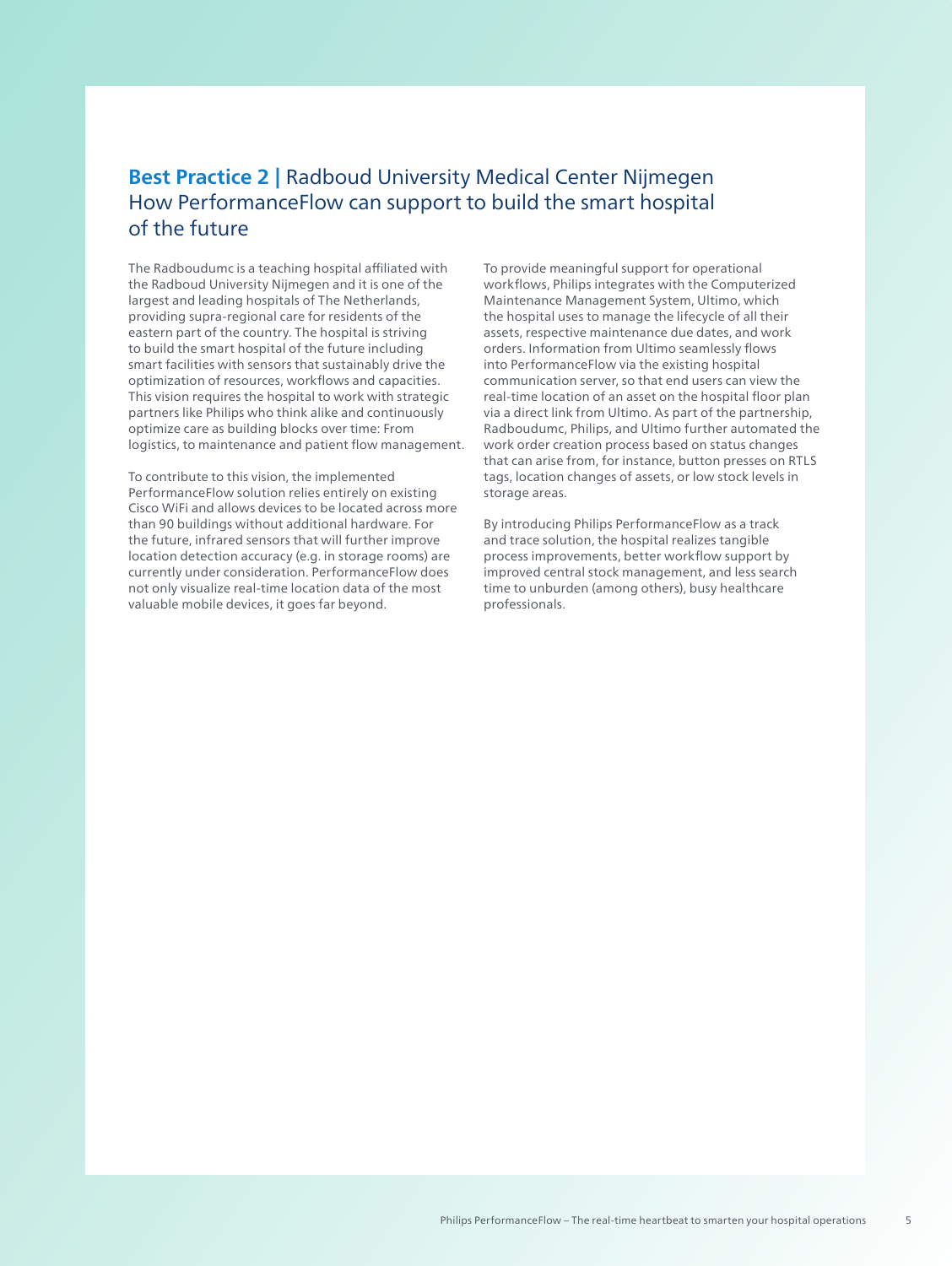## **Best Practice 2 |** Radboud University Medical Center Nijmegen How PerformanceFlow can support to build the smart hospital of the future

The Radboudumc is a teaching hospital affiliated with the Radboud University Nijmegen and it is one of the largest and leading hospitals of The Netherlands, providing supra-regional care for residents of the eastern part of the country. The hospital is striving to build the smart hospital of the future including smart facilities with sensors that sustainably drive the optimization of resources, workflows and capacities. This vision requires the hospital to work with strategic partners like Philips who think alike and continuously optimize care as building blocks over time: From logistics, to maintenance and patient flow management.

To contribute to this vision, the implemented PerformanceFlow solution relies entirely on existing Cisco WiFi and allows devices to be located across more than 90 buildings without additional hardware. For the future, infrared sensors that will further improve location detection accuracy (e.g. in storage rooms) are currently under consideration. PerformanceFlow does not only visualize real-time location data of the most valuable mobile devices, it goes far beyond.

To provide meaningful support for operational workflows, Philips integrates with the Computerized Maintenance Management System, Ultimo, which the hospital uses to manage the lifecycle of all their assets, respective maintenance due dates, and work orders. Information from Ultimo seamlessly flows into PerformanceFlow via the existing hospital communication server, so that end users can view the real-time location of an asset on the hospital floor plan via a direct link from Ultimo. As part of the partnership, Radboudumc, Philips, and Ultimo further automated the work order creation process based on status changes that can arise from, for instance, button presses on RTLS tags, location changes of assets, or low stock levels in storage areas.

By introducing Philips PerformanceFlow as a track and trace solution, the hospital realizes tangible process improvements, better workflow support by improved central stock management, and less search time to unburden (among others), busy healthcare professionals.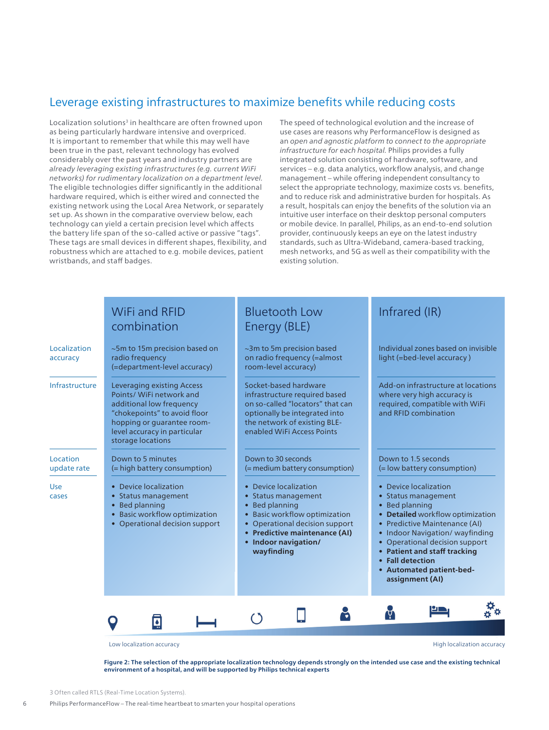## Leverage existing infrastructures to maximize benefits while reducing costs

Localization solutions[3] in healthcare are often frowned upon as being particularly hardware intensive and overpriced. It is important to remember that while this may well have been true in the past, relevant technology has evolved considerably over the past years and industry partners are *already leveraging existing infrastructures (e.g. current WiFi networks) for rudimentary localization on a department level.* The eligible technologies differ significantly in the additional hardware required, which is either wired and connected the existing network using the Local Area Network, or separately set up. As shown in the comparative overview below, each technology can yield a certain precision level which affects the battery life span of the so-called active or passive "tags". These tags are small devices in different shapes, flexibility, and robustness which are attached to e.g. mobile devices, patient wristbands, and staff badges.

The speed of technological evolution and the increase of use cases are reasons why PerformanceFlow is designed as an *open and agnostic platform to connect to the appropriate infrastructure for each hospital.* Philips provides a fully integrated solution consisting of hardware, software, and services – e.g. data analytics, workflow analysis, and change management – while offering independent consultancy to select the appropriate technology, maximize costs vs. benefits, and to reduce risk and administrative burden for hospitals. As a result, hospitals can enjoy the benefits of the solution via an intuitive user interface on their desktop personal computers or mobile device. In parallel, Philips, as an end-to-end solution provider, continuously keeps an eye on the latest industry standards, such as Ultra-Wideband, camera-based tracking, mesh networks, and 5G as well as their compatibility with the existing solution.

| | WiFi and RFID combination | Bluetooth Low Energy (BLE) | Infrared (IR) |
|---|---|---|---|
| Localization accuracy | ~5m to 15m precision based on radio frequency (=department-level accuracy) | ~3m to 5m precision based on radio frequency (=almost room-level accuracy) | Individual zones based on invisible light (=bed-level accuracy ) |
| Infrastructure | Leveraging existing Access Points/ WiFi network and additional low frequency "chokepoints" to avoid floor hopping or guarantee room-level accuracy in particular storage locations | Socket-based hardware infrastructure required based on so-called "locators" that can optionally be integrated into the network of existing BLE-enabled WiFi Access Points | Add-on infrastructure at locations where very high accuracy is required, compatible with WiFi and RFID combination |
| Location update rate | Down to 5 minutes (= high battery consumption) | Down to 30 seconds (= medium battery consumption) | Down to 1.5 seconds (= low battery consumption) |
| Use cases | • Device localization<br>• Status management<br>• Bed planning<br>• Basic workflow optimization<br>• Operational decision support | • Device localization<br>• Status management<br>• Bed planning<br>• Basic workflow optimization<br>• Operational decision support<br>• **Predictive maintenance (AI)**<br>• **Indoor navigation/ wayfinding** | • Device localization<br>• Status management<br>• Bed planning<br>• **Detailed** workflow optimization<br>• Predictive Maintenance (AI)<br>• Indoor Navigation/ wayfinding<br>• Operational decision support<br>• **Patient and staff tracking**<br>• **Fall detection**<br>• **Automated patient-bed-assignment (AI)** |

Low localization accuracy

High localization accuracy

**Figure 2: The selection of the appropriate localization technology depends strongly on the intended use case and the existing technical environment of a hospital, and will be supported by Philips technical experts**

3 Often called RTLS (Real-Time Location Systems).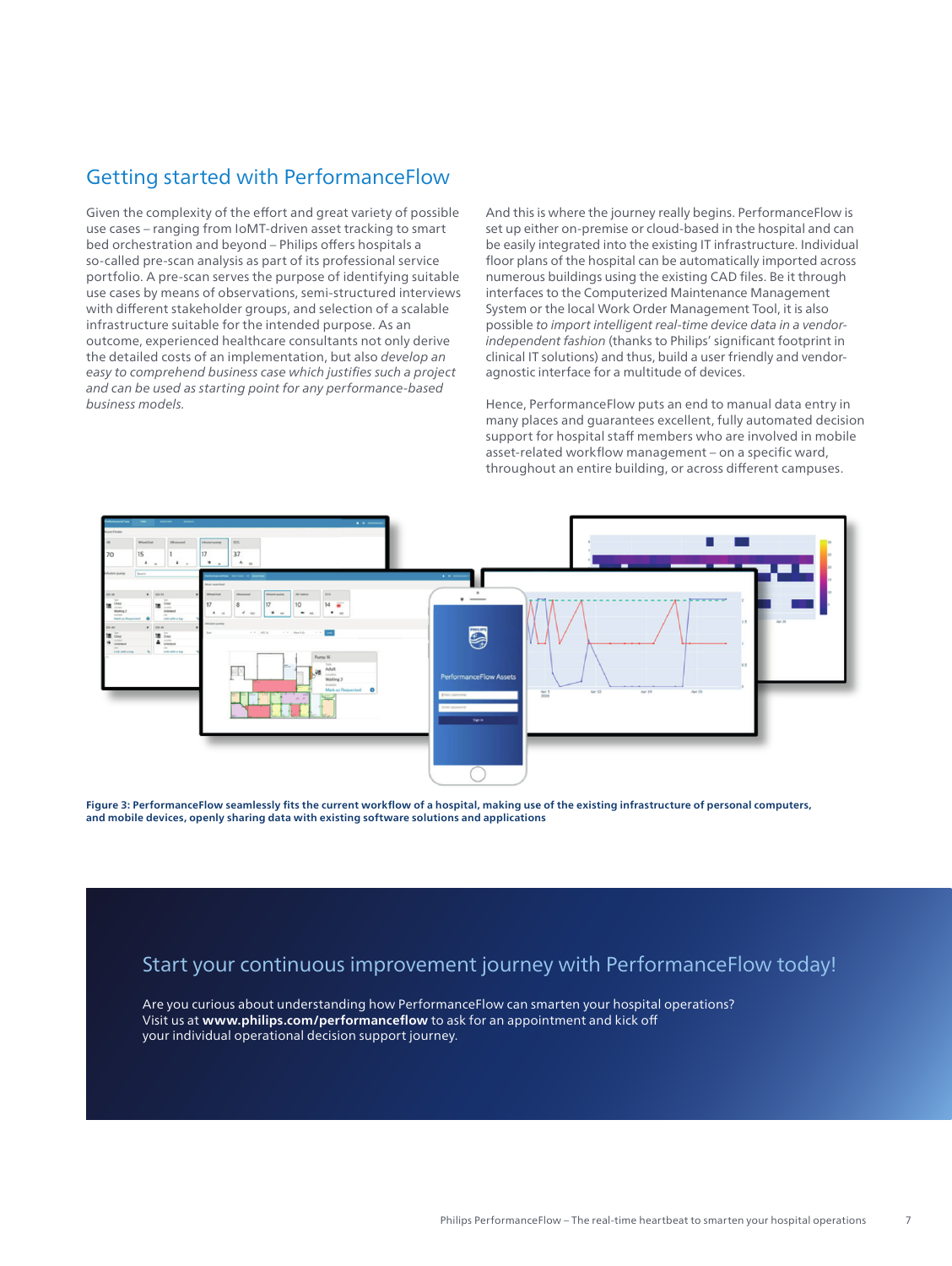## Getting started with PerformanceFlow

Given the complexity of the effort and great variety of possible use cases – ranging from IoMT-driven asset tracking to smart bed orchestration and beyond – Philips offers hospitals a so-called pre-scan analysis as part of its professional service portfolio. A pre-scan serves the purpose of identifying suitable use cases by means of observations, semi-structured interviews with different stakeholder groups, and selection of a scalable infrastructure suitable for the intended purpose. As an outcome, experienced healthcare consultants not only derive the detailed costs of an implementation, but also *develop an easy to comprehend business case which justifies such a project and can be used as starting point for any performance-based business models.*

And this is where the journey really begins. PerformanceFlow is set up either on-premise or cloud-based in the hospital and can be easily integrated into the existing IT infrastructure. Individual floor plans of the hospital can be automatically imported across numerous buildings using the existing CAD files. Be it through interfaces to the Computerized Maintenance Management System or the local Work Order Management Tool, it is also possible *to import intelligent real-time device data in a vendor-independent fashion* (thanks to Philips' significant footprint in clinical IT solutions) and thus, build a user friendly and vendor-agnostic interface for a multitude of devices.

Hence, PerformanceFlow puts an end to manual data entry in many places and guarantees excellent, fully automated decision support for hospital staff members who are involved in mobile asset-related workflow management – on a specific ward, throughout an entire building, or across different campuses.

**Figure 3: PerformanceFlow seamlessly fits the current workflow of a hospital, making use of the existing infrastructure of personal computers, and mobile devices, openly sharing data with existing software solutions and applications**

## Start your continuous improvement journey with PerformanceFlow today!

Are you curious about understanding how PerformanceFlow can smarten your hospital operations? Visit us at **www.philips.com/performanceflow** to ask for an appointment and kick off your individual operational decision support journey.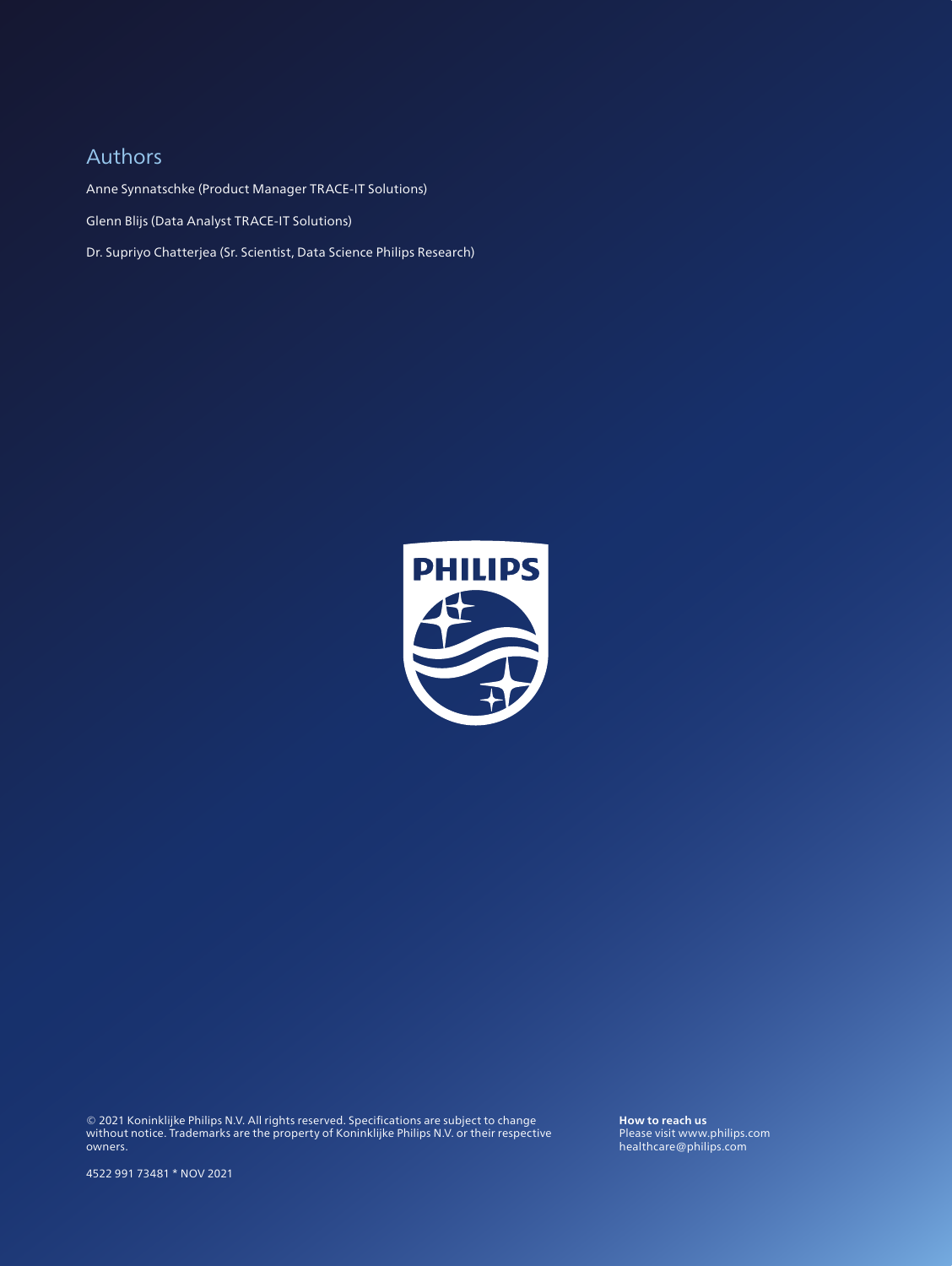## Authors

Anne Synnatschke (Product Manager TRACE-IT Solutions)

Glenn Blijs (Data Analyst TRACE-IT Solutions)

Dr. Supriyo Chatterjea (Sr. Scientist, Data Science Philips Research)

© 2021 Koninklijke Philips N.V. All rights reserved. Specifications are subject to change without notice. Trademarks are the property of Koninklijke Philips N.V. or their respective owners.

4522 991 73481 * NOV 2021

**How to reach us**
Please visit www.philips.com
healthcare@philips.com